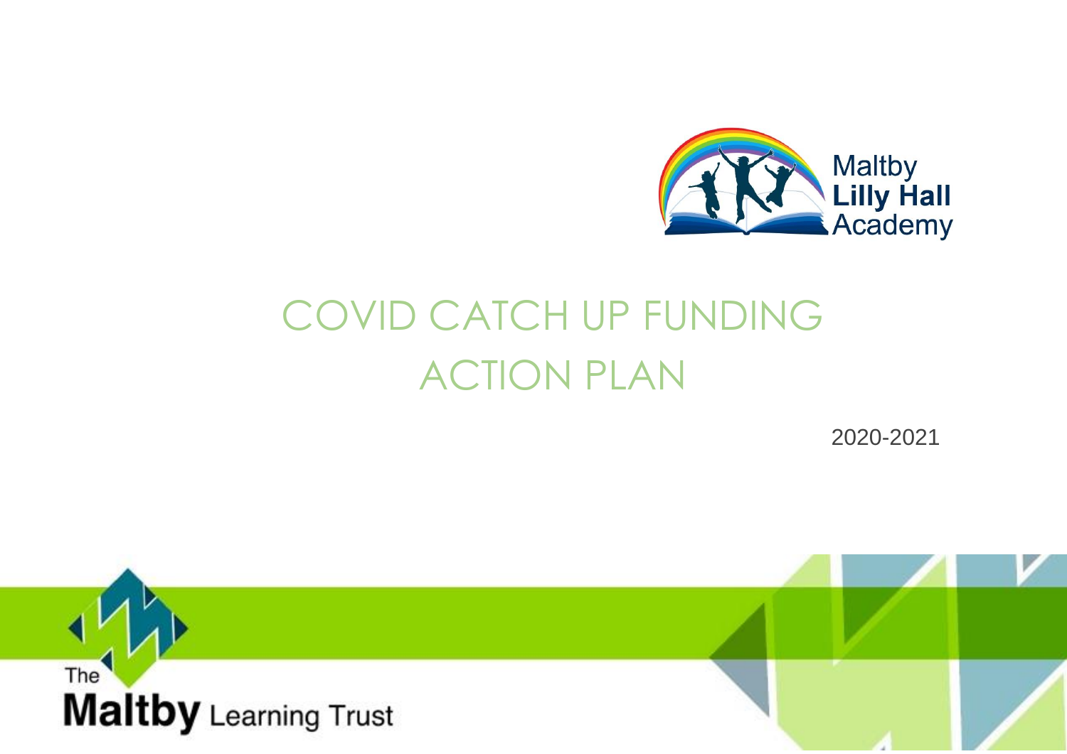Maltby
**Lilly Hall**
Academy

# COVID CATCH UP FUNDING ACTION PLAN

2020-2021

The
**Maltby** Learning Trust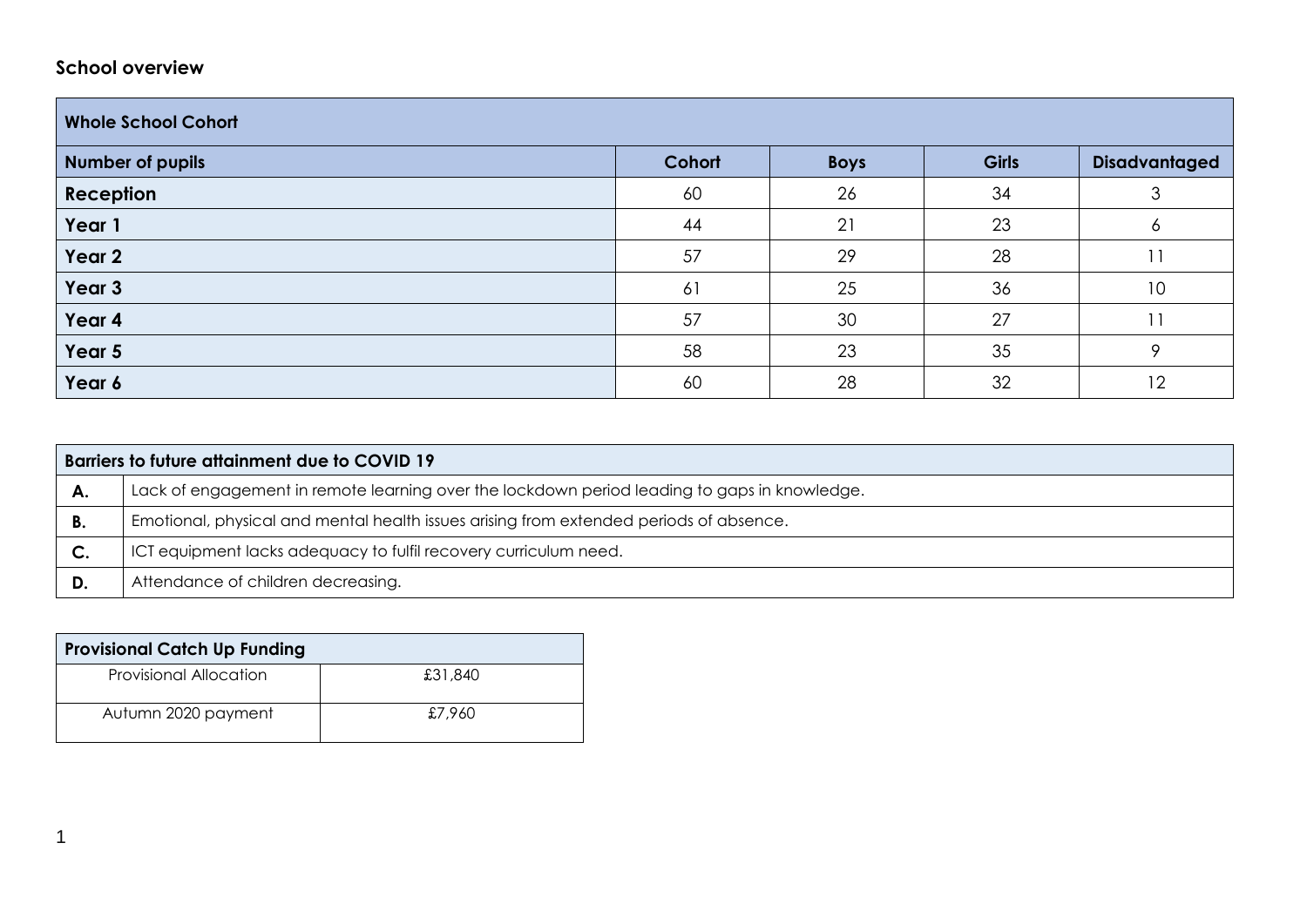## School overview

| Whole School Cohort | | | | |
|---|---|---|---|---|
| **Number of pupils** | **Cohort** | **Boys** | **Girls** | **Disadvantaged** |
| **Reception** | 60 | 26 | 34 | 3 |
| **Year 1** | 44 | 21 | 23 | 6 |
| **Year 2** | 57 | 29 | 28 | 11 |
| **Year 3** | 61 | 25 | 36 | 10 |
| **Year 4** | 57 | 30 | 27 | 11 |
| **Year 5** | 58 | 23 | 35 | 9 |
| **Year 6** | 60 | 28 | 32 | 12 |

| Barriers to future attainment due to COVID 19 | |
|---|---|
| **A.** | Lack of engagement in remote learning over the lockdown period leading to gaps in knowledge. |
| **B.** | Emotional, physical and mental health issues arising from extended periods of absence. |
| **C.** | ICT equipment lacks adequacy to fulfil recovery curriculum need. |
| **D.** | Attendance of children decreasing. |

| Provisional Catch Up Funding | |
|---|---|
| Provisional Allocation | £31,840 |
| Autumn 2020 payment | £7,960 |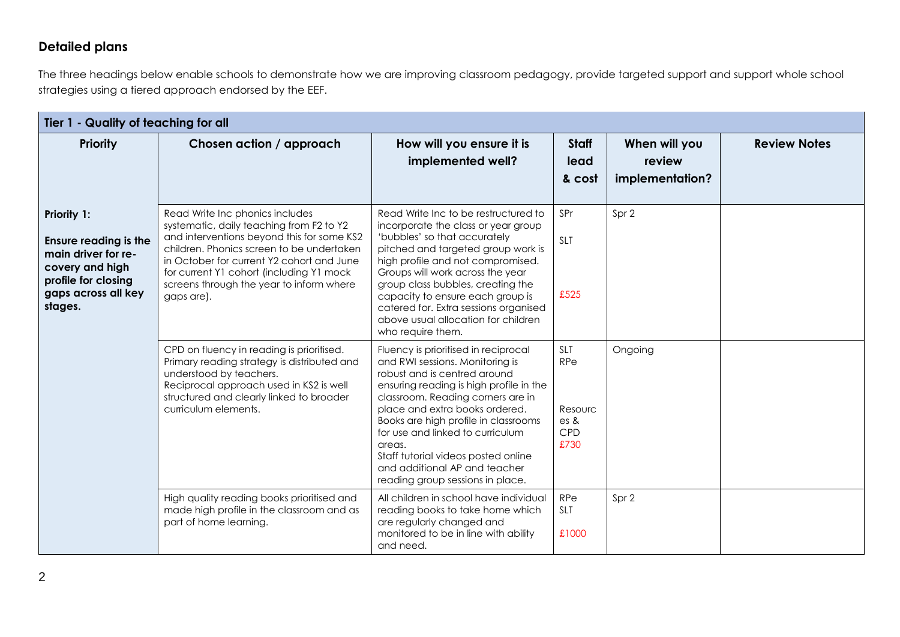## Detailed plans

The three headings below enable schools to demonstrate how we are improving classroom pedagogy, provide targeted support and support whole school strategies using a tiered approach endorsed by the EEF.

| Tier 1 - Quality of teaching for all | | | | | |
|---|---|---|---|---|---|
| **Priority** | **Chosen action / approach** | **How will you ensure it is implemented well?** | **Staff lead & cost** | **When will you review implementation?** | **Review Notes** |
| **Priority 1:** **Ensure reading is the main driver for re-covery and high profile for closing gaps across all key stages.** | Read Write Inc phonics includes systematic, daily teaching from F2 to Y2 and interventions beyond this for some KS2 children. Phonics screen to be undertaken in October for current Y2 cohort and June for current Y1 cohort (including Y1 mock screens through the year to inform where gaps are). | Read Write Inc to be restructured to incorporate the class or year group 'bubbles' so that accurately pitched and targeted group work is high profile and not compromised. Groups will work across the year group class bubbles, creating the capacity to ensure each group is catered for. Extra sessions organised above usual allocation for children who require them. | SPr SLT £525 | Spr 2 | |
| | CPD on fluency in reading is prioritised. Primary reading strategy is distributed and understood by teachers. Reciprocal approach used in KS2 is well structured and clearly linked to broader curriculum elements. | Fluency is prioritised in reciprocal and RWI sessions. Monitoring is robust and is centred around ensuring reading is high profile in the classroom. Reading corners are in place and extra books ordered. Books are high profile in classrooms for use and linked to curriculum areas. Staff tutorial videos posted online and additional AP and teacher reading group sessions in place. | SLT RPe Resources & CPD £730 | Ongoing | |
| | High quality reading books prioritised and made high profile in the classroom and as part of home learning. | All children in school have individual reading books to take home which are regularly changed and monitored to be in line with ability and need. | RPe SLT £1000 | Spr 2 | |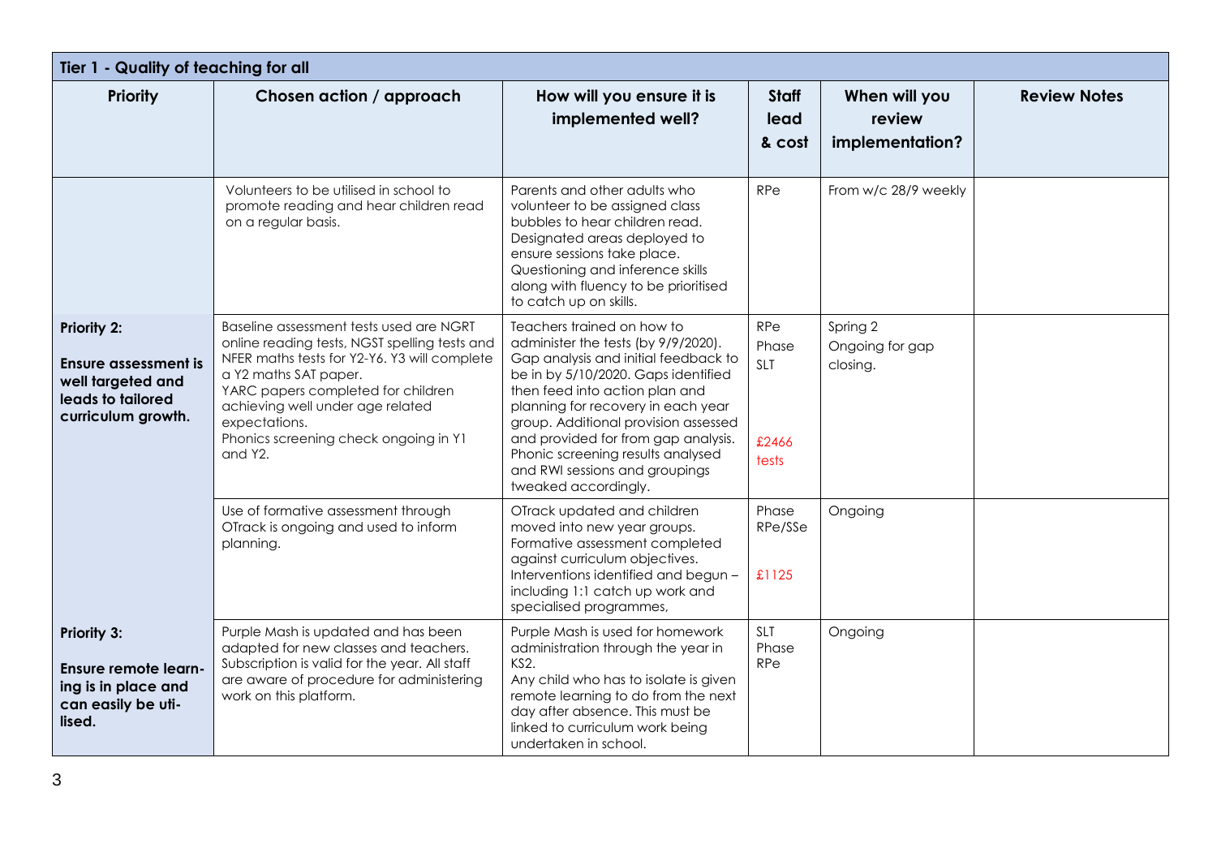| Tier 1 - Quality of teaching for all | | | | | |
|---|---|---|---|---|---|
| **Priority** | **Chosen action / approach** | **How will you ensure it is implemented well?** | **Staff lead & cost** | **When will you review implementation?** | **Review Notes** |
| | Volunteers to be utilised in school to promote reading and hear children read on a regular basis. | Parents and other adults who volunteer to be assigned class bubbles to hear children read. Designated areas deployed to ensure sessions take place. Questioning and inference skills along with fluency to be prioritised to catch up on skills. | RPe | From w/c 28/9 weekly | |
| **Priority 2:** **Ensure assessment is well targeted and leads to tailored curriculum growth.** | Baseline assessment tests used are NGRT online reading tests, NGST spelling tests and NFER maths tests for Y2-Y6. Y3 will complete a Y2 maths SAT paper. YARC papers completed for children achieving well under age related expectations. Phonics screening check ongoing in Y1 and Y2. | Teachers trained on how to administer the tests (by 9/9/2020). Gap analysis and initial feedback to be in by 5/10/2020. Gaps identified then feed into action plan and planning for recovery in each year group. Additional provision assessed and provided for from gap analysis. Phonic screening results analysed and RWI sessions and groupings tweaked accordingly. | RPe Phase SLT £2466 tests | Spring 2 Ongoing for gap closing. | |
| | Use of formative assessment through OTrack is ongoing and used to inform planning. | OTrack updated and children moved into new year groups. Formative assessment completed against curriculum objectives. Interventions identified and begun – including 1:1 catch up work and specialised programmes, | Phase RPe/SSe £1125 | Ongoing | |
| **Priority 3:** **Ensure remote learning is in place and can easily be utilised.** | Purple Mash is updated and has been adapted for new classes and teachers. Subscription is valid for the year. All staff are aware of procedure for administering work on this platform. | Purple Mash is used for homework administration through the year in KS2. Any child who has to isolate is given remote learning to do from the next day after absence. This must be linked to curriculum work being undertaken in school. | SLT Phase RPe | Ongoing | |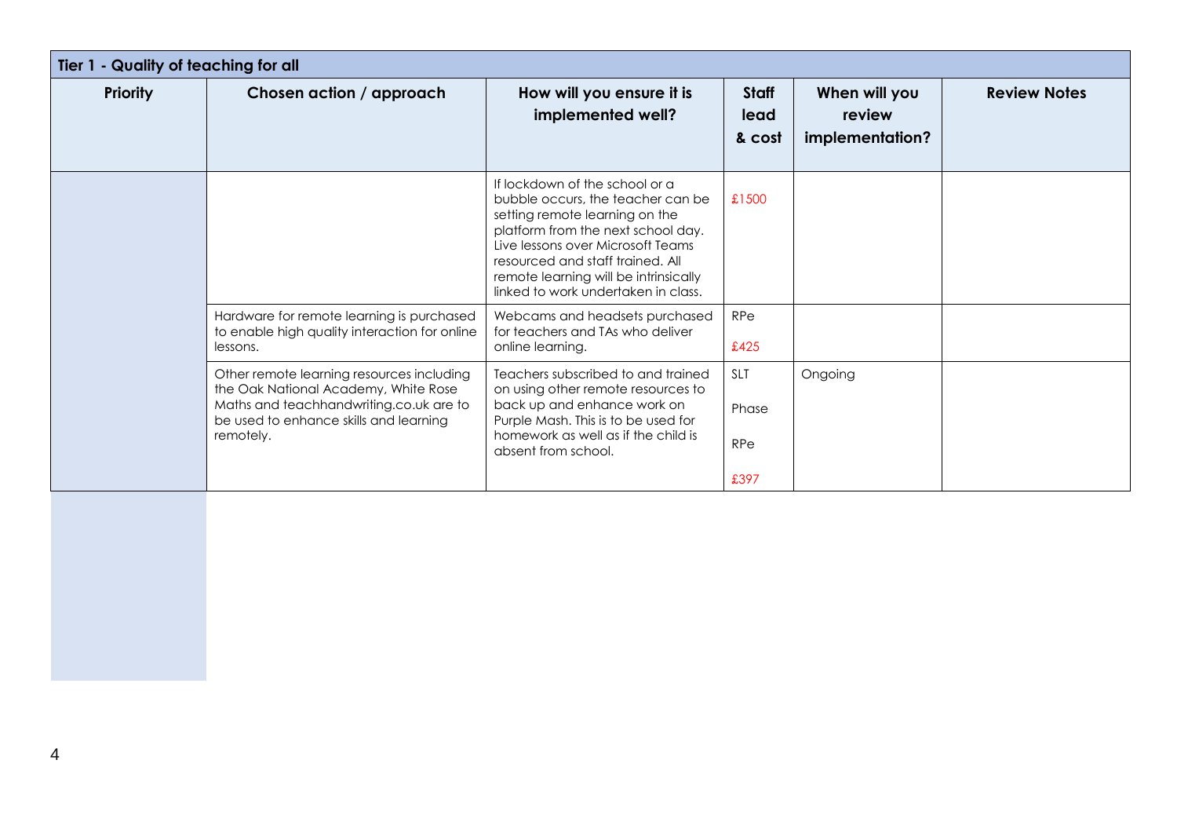| Tier 1 - Quality of teaching for all | | | | | |
|---|---|---|---|---|---|
| **Priority** | **Chosen action / approach** | **How will you ensure it is implemented well?** | **Staff lead & cost** | **When will you review implementation?** | **Review Notes** |
| | | If lockdown of the school or a bubble occurs, the teacher can be setting remote learning on the platform from the next school day. Live lessons over Microsoft Teams resourced and staff trained. All remote learning will be intrinsically linked to work undertaken in class. | £1500 | | |
| | Hardware for remote learning is purchased to enable high quality interaction for online lessons. | Webcams and headsets purchased for teachers and TAs who deliver online learning. | RPe<br>£425 | | |
| | Other remote learning resources including the Oak National Academy, White Rose Maths and teachhandwriting.co.uk are to be used to enhance skills and learning remotely. | Teachers subscribed to and trained on using other remote resources to back up and enhance work on Purple Mash. This is to be used for homework as well as if the child is absent from school. | SLT<br>Phase<br>RPe<br>£397 | Ongoing | |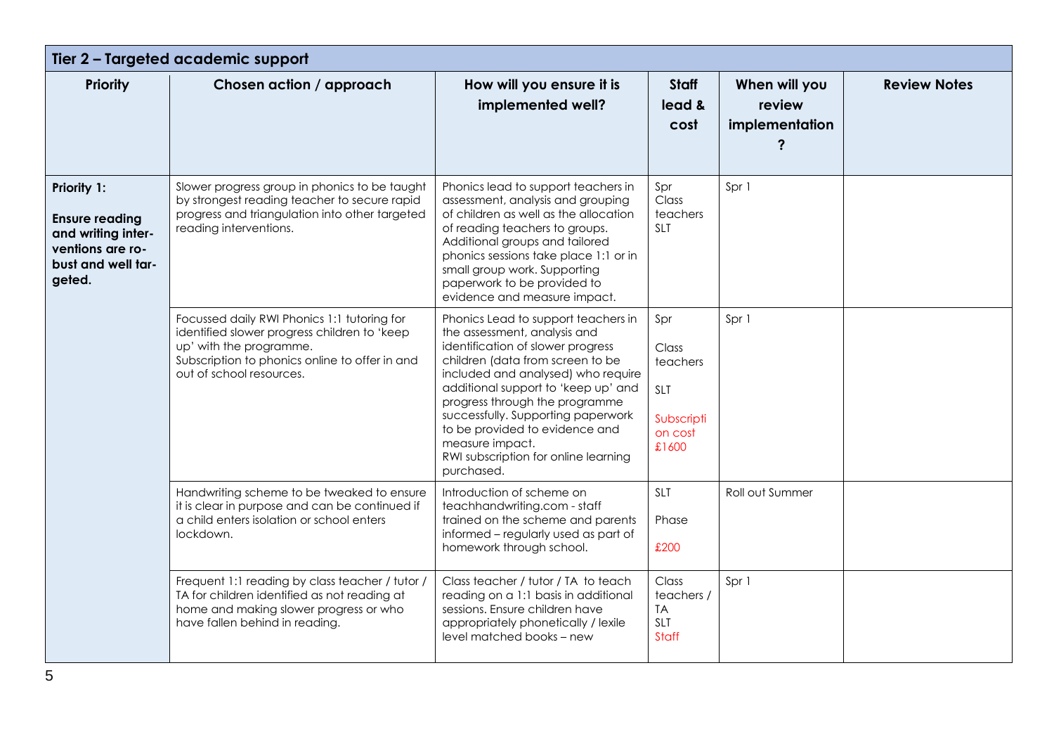| Tier 2 – Targeted academic support | | | | | |
|---|---|---|---|---|---|
| **Priority** | **Chosen action / approach** | **How will you ensure it is implemented well?** | **Staff lead & cost** | **When will you review implementation?** | **Review Notes** |
| **Priority 1: Ensure reading and writing interventions are robust and well targeted.** | Slower progress group in phonics to be taught by strongest reading teacher to secure rapid progress and triangulation into other targeted reading interventions. | Phonics lead to support teachers in assessment, analysis and grouping of children as well as the allocation of reading teachers to groups. Additional groups and tailored phonics sessions take place 1:1 or in small group work. Supporting paperwork to be provided to evidence and measure impact. | Spr Class teachers SLT | Spr 1 | |
| | Focussed daily RWI Phonics 1:1 tutoring for identified slower progress children to 'keep up' with the programme. Subscription to phonics online to offer in and out of school resources. | Phonics Lead to support teachers in the assessment, analysis and identification of slower progress children (data from screen to be included and analysed) who require additional support to 'keep up' and progress through the programme successfully. Supporting paperwork to be provided to evidence and measure impact. RWI subscription for online learning purchased. | Spr Class teachers SLT Subscription cost £1600 | Spr 1 | |
| | Handwriting scheme to be tweaked to ensure it is clear in purpose and can be continued if a child enters isolation or school enters lockdown. | Introduction of scheme on teachhandwriting.com - staff trained on the scheme and parents informed – regularly used as part of homework through school. | SLT Phase £200 | Roll out Summer | |
| | Frequent 1:1 reading by class teacher / tutor / TA for children identified as not reading at home and making slower progress or who have fallen behind in reading. | Class teacher / tutor / TA to teach reading on a 1:1 basis in additional sessions. Ensure children have appropriately phonetically / lexile level matched books – new | Class teachers / TA SLT Staff | Spr 1 | |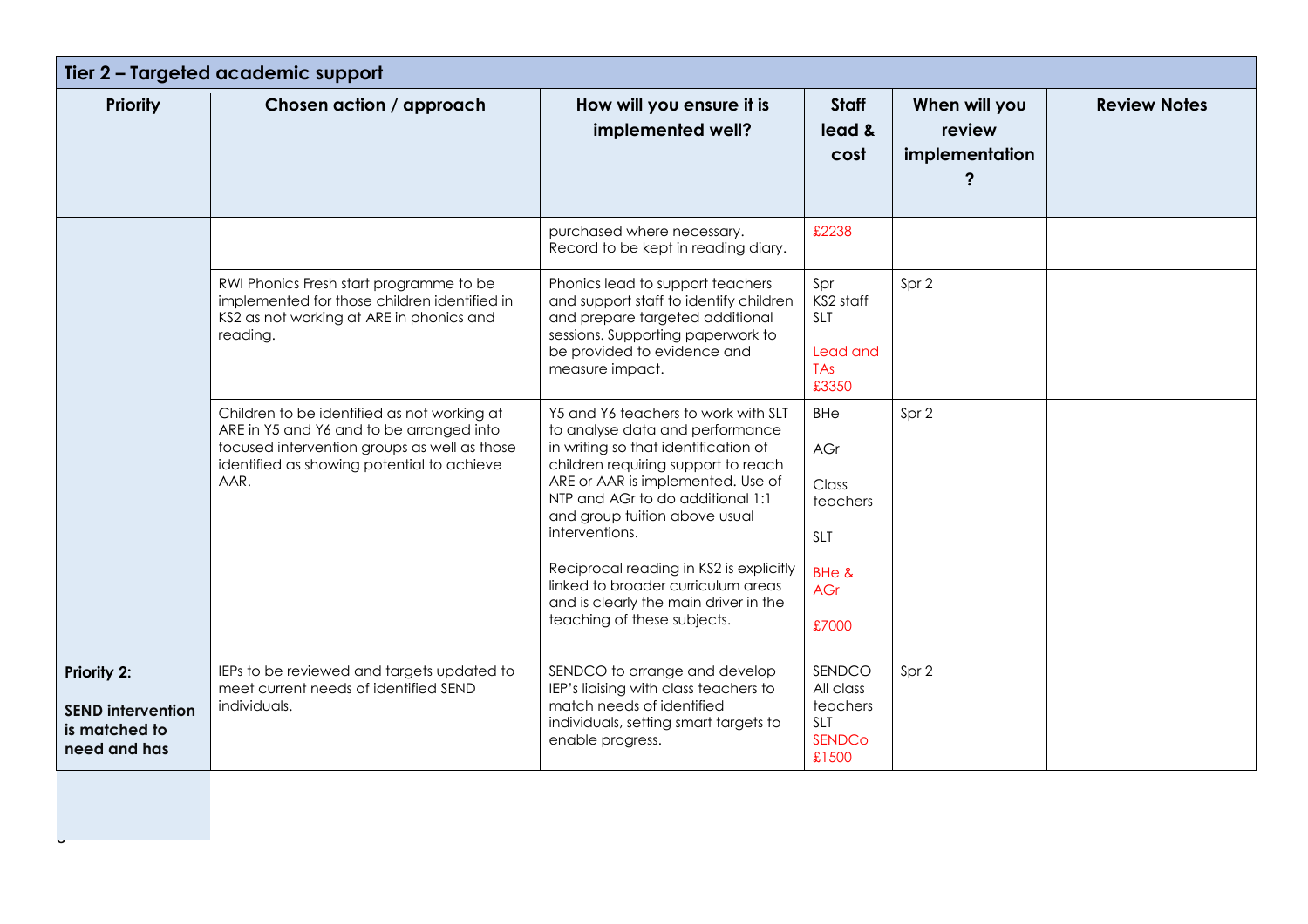| Tier 2 – Targeted academic support | | | | | |
|---|---|---|---|---|---|
| **Priority** | **Chosen action / approach** | **How will you ensure it is implemented well?** | **Staff lead & cost** | **When will you review implementation?** | **Review Notes** |
| | | purchased where necessary. Record to be kept in reading diary. | £2238 | | |
| | RWI Phonics Fresh start programme to be implemented for those children identified in KS2 as not working at ARE in phonics and reading. | Phonics lead to support teachers and support staff to identify children and prepare targeted additional sessions. Supporting paperwork to be provided to evidence and measure impact. | Spr KS2 staff SLT<br><br>Lead and TAs £3350 | Spr 2 | |
| | Children to be identified as not working at ARE in Y5 and Y6 and to be arranged into focused intervention groups as well as those identified as showing potential to achieve AAR. | Y5 and Y6 teachers to work with SLT to analyse data and performance in writing so that identification of children requiring support to reach ARE or AAR is implemented. Use of NTP and AGr to do additional 1:1 and group tuition above usual interventions.<br><br>Reciprocal reading in KS2 is explicitly linked to broader curriculum areas and is clearly the main driver in the teaching of these subjects. | BHe<br><br>AGr<br><br>Class teachers<br><br>SLT<br><br>BHe & AGr<br><br>£7000 | Spr 2 | |
| **Priority 2:**<br><br>**SEND intervention is matched to need and has** | IEPs to be reviewed and targets updated to meet current needs of identified SEND individuals. | SENDCO to arrange and develop IEP's liaising with class teachers to match needs of identified individuals, setting smart targets to enable progress. | SENDCO All class teachers SLT SENDCo £1500 | Spr 2 | |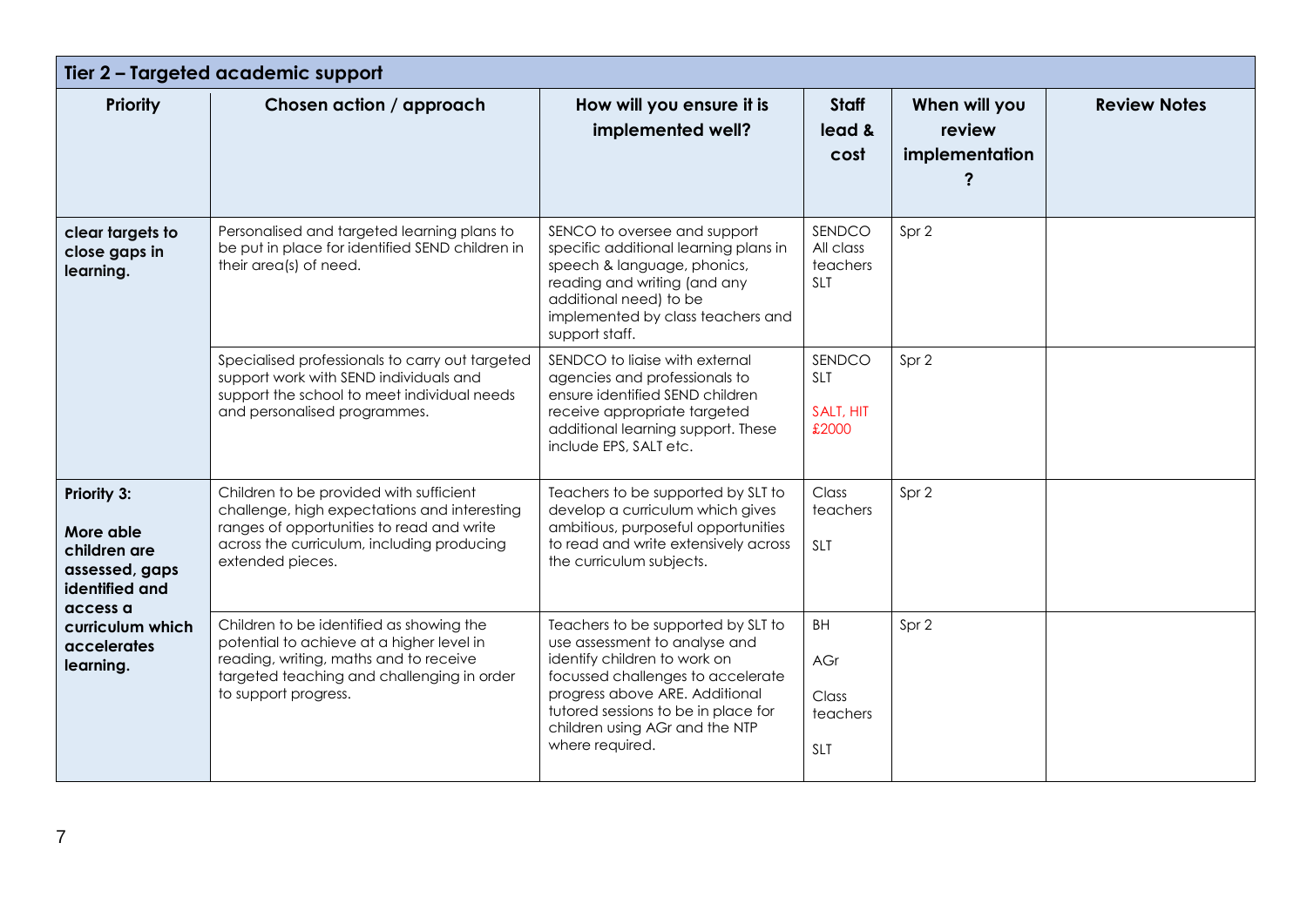| Tier 2 – Targeted academic support | | | | | |
|---|---|---|---|---|---|
| **Priority** | **Chosen action / approach** | **How will you ensure it is implemented well?** | **Staff lead & cost** | **When will you review implementation?** | **Review Notes** |
| **clear targets to close gaps in learning.** | Personalised and targeted learning plans to be put in place for identified SEND children in their area(s) of need. | SENCO to oversee and support specific additional learning plans in speech & language, phonics, reading and writing (and any additional need) to be implemented by class teachers and support staff. | SENDCO All class teachers SLT | Spr 2 | |
| | Specialised professionals to carry out targeted support work with SEND individuals and support the school to meet individual needs and personalised programmes. | SENDCO to liaise with external agencies and professionals to ensure identified SEND children receive appropriate targeted additional learning support. These include EPS, SALT etc. | SENDCO SLT SALT, HIT £2000 | Spr 2 | |
| **Priority 3: More able children are assessed, gaps identified and access a curriculum which accelerates learning.** | Children to be provided with sufficient challenge, high expectations and interesting ranges of opportunities to read and write across the curriculum, including producing extended pieces. | Teachers to be supported by SLT to develop a curriculum which gives ambitious, purposeful opportunities to read and write extensively across the curriculum subjects. | Class teachers SLT | Spr 2 | |
| | Children to be identified as showing the potential to achieve at a higher level in reading, writing, maths and to receive targeted teaching and challenging in order to support progress. | Teachers to be supported by SLT to use assessment to analyse and identify children to work on focussed challenges to accelerate progress above ARE. Additional tutored sessions to be in place for children using AGr and the NTP where required. | BH AGr Class teachers SLT | Spr 2 | |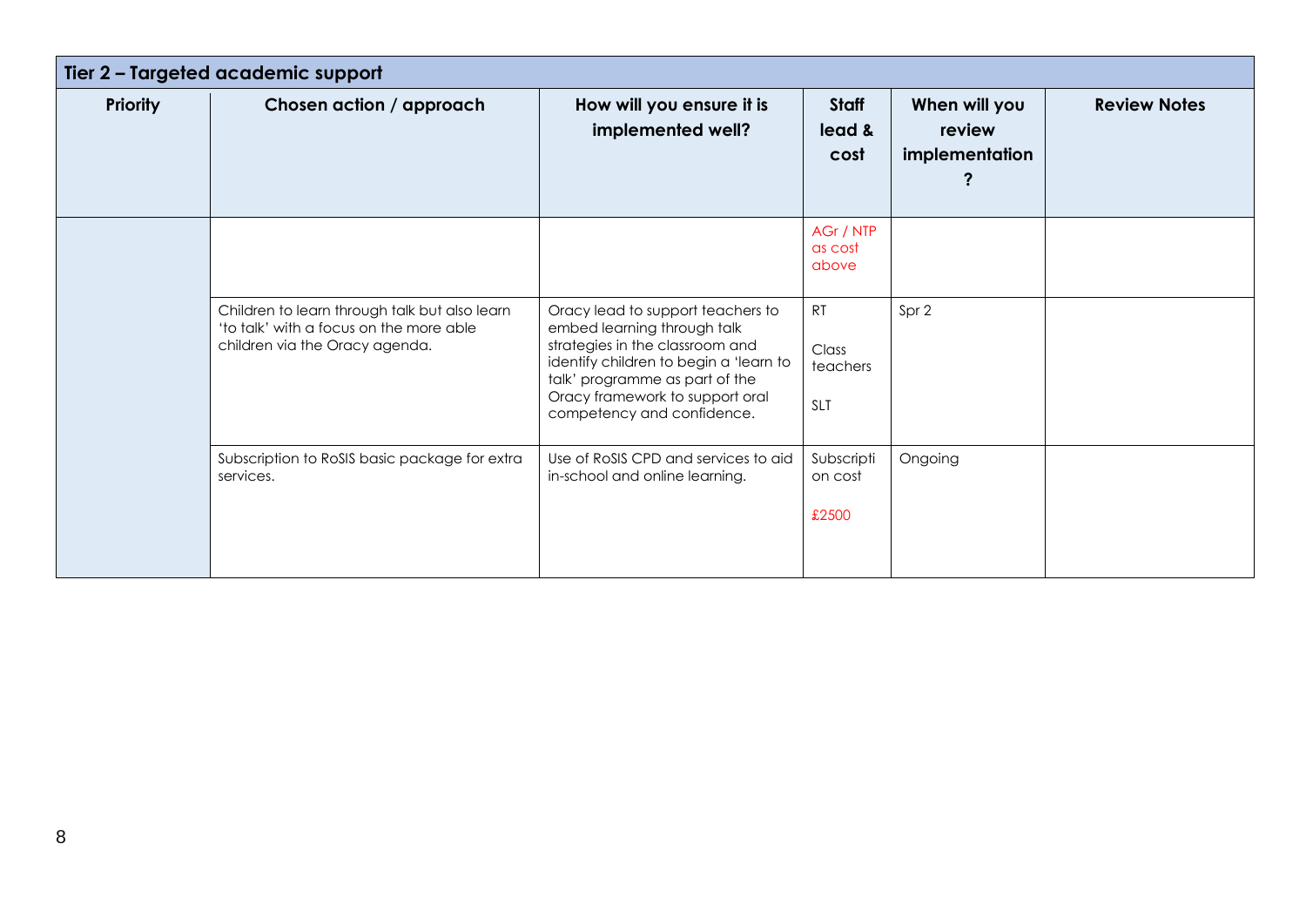| Tier 2 – Targeted academic support | | | | | |
|---|---|---|---|---|---|
| **Priority** | **Chosen action / approach** | **How will you ensure it is implemented well?** | **Staff lead & cost** | **When will you review implementation?** | **Review Notes** |
| | | | AGr / NTP as cost above | | |
| | Children to learn through talk but also learn 'to talk' with a focus on the more able children via the Oracy agenda. | Oracy lead to support teachers to embed learning through talk strategies in the classroom and identify children to begin a 'learn to talk' programme as part of the Oracy framework to support oral competency and confidence. | RT<br><br>Class teachers<br><br>SLT | Spr 2 | |
| | Subscription to RoSIS basic package for extra services. | Use of RoSIS CPD and services to aid in-school and online learning. | Subscription cost<br><br>£2500 | Ongoing | |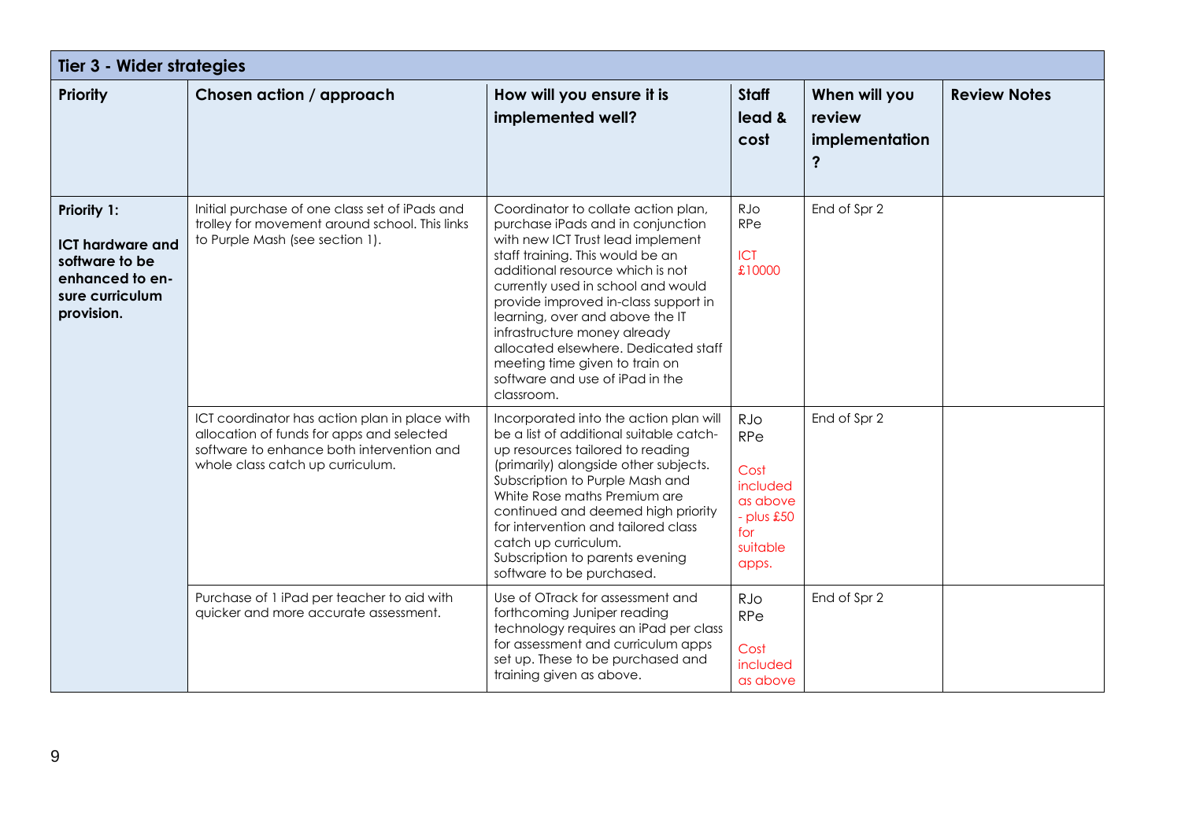| Tier 3 - Wider strategies | | | | | |
|---|---|---|---|---|---|
| **Priority** | **Chosen action / approach** | **How will you ensure it is implemented well?** | **Staff lead & cost** | **When will you review implementation?** | **Review Notes** |
| **Priority 1:** **ICT hardware and software to be enhanced to ensure curriculum provision.** | Initial purchase of one class set of iPads and trolley for movement around school. This links to Purple Mash (see section 1). | Coordinator to collate action plan, purchase iPads and in conjunction with new ICT Trust lead implement staff training. This would be an additional resource which is not currently used in school and would provide improved in-class support in learning, over and above the IT infrastructure money already allocated elsewhere. Dedicated staff meeting time given to train on software and use of iPad in the classroom. | RJo RPe ICT £10000 | End of Spr 2 | |
| | ICT coordinator has action plan in place with allocation of funds for apps and selected software to enhance both intervention and whole class catch up curriculum. | Incorporated into the action plan will be a list of additional suitable catch-up resources tailored to reading (primarily) alongside other subjects. Subscription to Purple Mash and White Rose maths Premium are continued and deemed high priority for intervention and tailored class catch up curriculum. Subscription to parents evening software to be purchased. | RJo RPe Cost included as above - plus £50 for suitable apps. | End of Spr 2 | |
| | Purchase of 1 iPad per teacher to aid with quicker and more accurate assessment. | Use of OTrack for assessment and forthcoming Juniper reading technology requires an iPad per class for assessment and curriculum apps set up. These to be purchased and training given as above. | RJo RPe Cost included as above | End of Spr 2 | |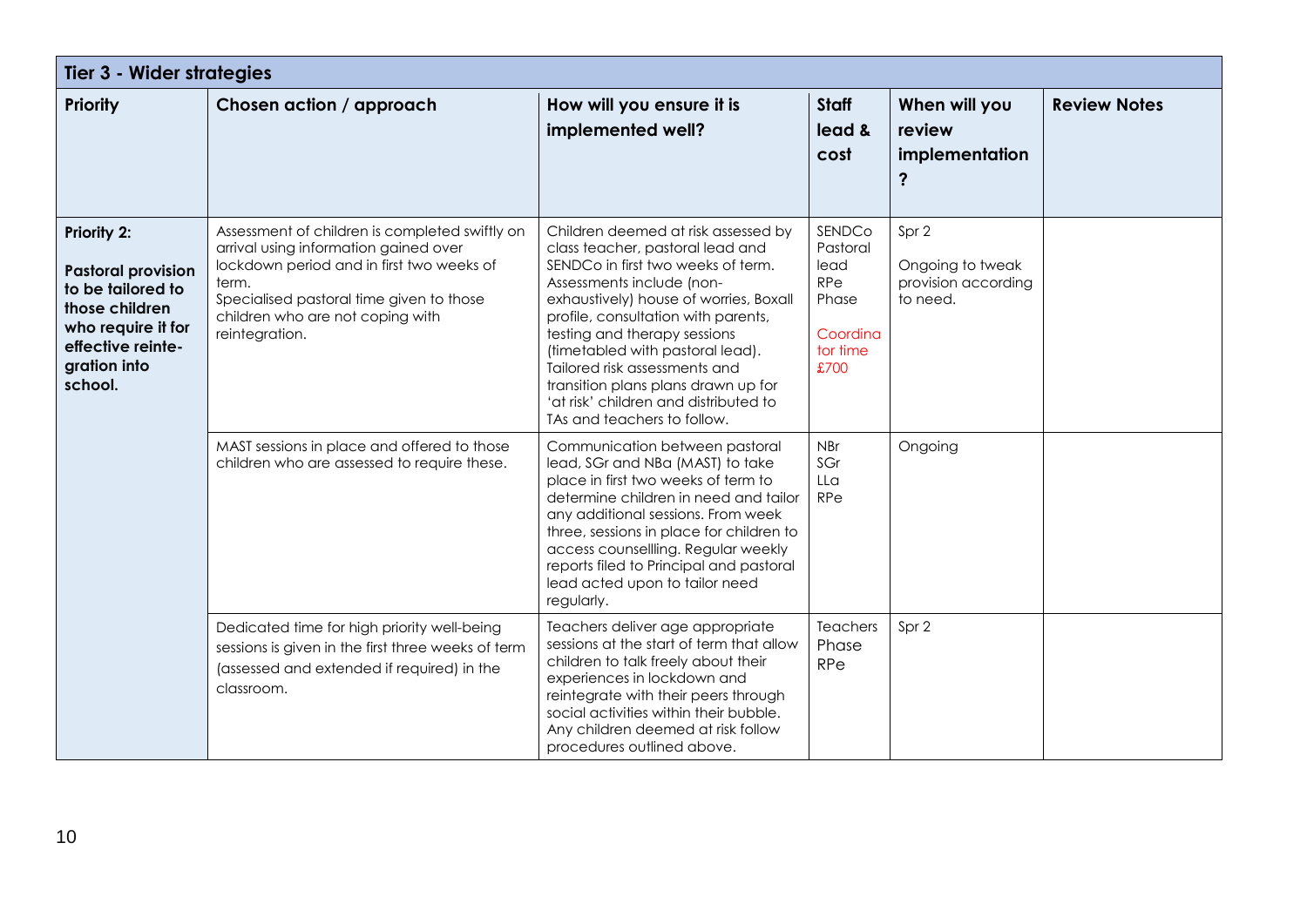| Tier 3 - Wider strategies | | | | | |
|---|---|---|---|---|---|
| **Priority** | **Chosen action / approach** | **How will you ensure it is implemented well?** | **Staff lead & cost** | **When will you review implementation?** | **Review Notes** |
| **Priority 2: Pastoral provision to be tailored to those children who require it for effective reinte-gration into school.** | Assessment of children is completed swiftly on arrival using information gained over lockdown period and in first two weeks of term. Specialised pastoral time given to those children who are not coping with reintegration. | Children deemed at risk assessed by class teacher, pastoral lead and SENDCo in first two weeks of term. Assessments include (non-exhaustively) house of worries, Boxall profile, consultation with parents, testing and therapy sessions (timetabled with pastoral lead). Tailored risk assessments and transition plans plans drawn up for 'at risk' children and distributed to TAs and teachers to follow. | SENDCo Pastoral lead RPe Phase Coordinator time £700 | Spr 2 Ongoing to tweak provision according to need. | |
| | MAST sessions in place and offered to those children who are assessed to require these. | Communication between pastoral lead, SGr and NBa (MAST) to take place in first two weeks of term to determine children in need and tailor any additional sessions. From week three, sessions in place for children to access counsellling. Regular weekly reports filed to Principal and pastoral lead acted upon to tailor need regularly. | NBr SGr LLa RPe | Ongoing | |
| | Dedicated time for high priority well-being sessions is given in the first three weeks of term (assessed and extended if required) in the classroom. | Teachers deliver age appropriate sessions at the start of term that allow children to talk freely about their experiences in lockdown and reintegrate with their peers through social activities within their bubble. Any children deemed at risk follow procedures outlined above. | Teachers Phase RPe | Spr 2 | |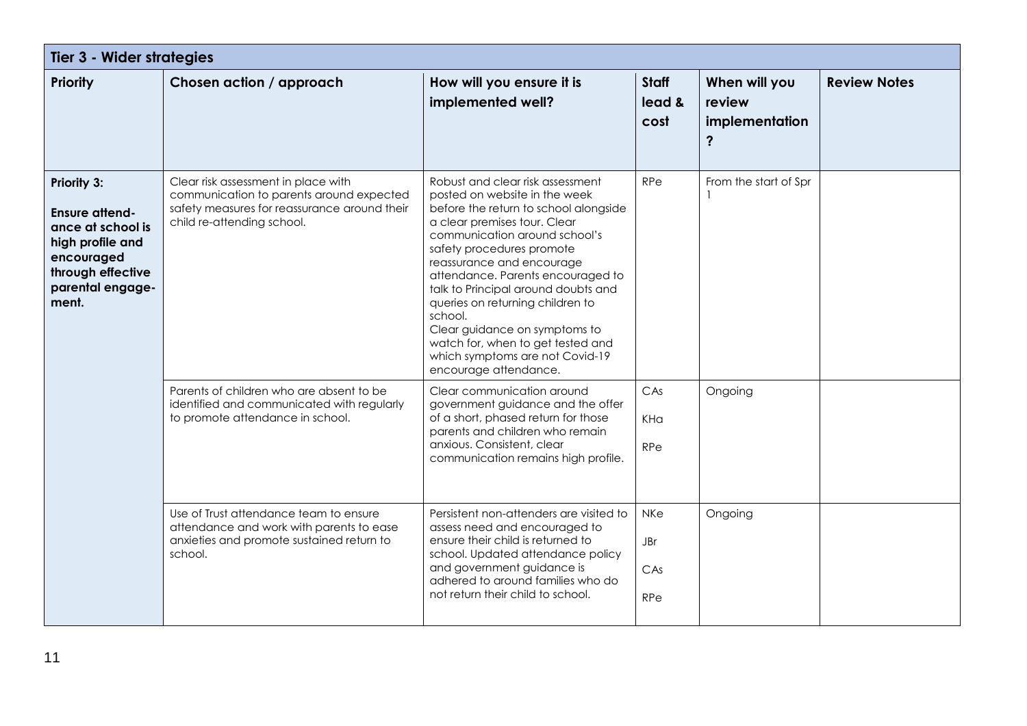## Tier 3 - Wider strategies

| Priority | Chosen action / approach | How will you ensure it is implemented well? | Staff lead & cost | When will you review implementation? | Review Notes |
|---|---|---|---|---|---|
| **Priority 3:**<br><br>**Ensure attendance at school is high profile and encouraged through effective parental engagement.** | Clear risk assessment in place with communication to parents around expected safety measures for reassurance around their child re-attending school. | Robust and clear risk assessment posted on website in the week before the return to school alongside a clear premises tour. Clear communication around school's safety procedures promote reassurance and encourage attendance. Parents encouraged to talk to Principal around doubts and queries on returning children to school.<br>Clear guidance on symptoms to watch for, when to get tested and which symptoms are not Covid-19 encourage attendance. | RPe | From the start of Spr 1 | |
| | Parents of children who are absent to be identified and communicated with regularly to promote attendance in school. | Clear communication around government guidance and the offer of a short, phased return for those parents and children who remain anxious. Consistent, clear communication remains high profile. | CAs<br>KHa<br>RPe | Ongoing | |
| | Use of Trust attendance team to ensure attendance and work with parents to ease anxieties and promote sustained return to school. | Persistent non-attenders are visited to assess need and encouraged to ensure their child is returned to school. Updated attendance policy and government guidance is adhered to around families who do not return their child to school. | NKe<br>JBr<br>CAs<br>RPe | Ongoing | |